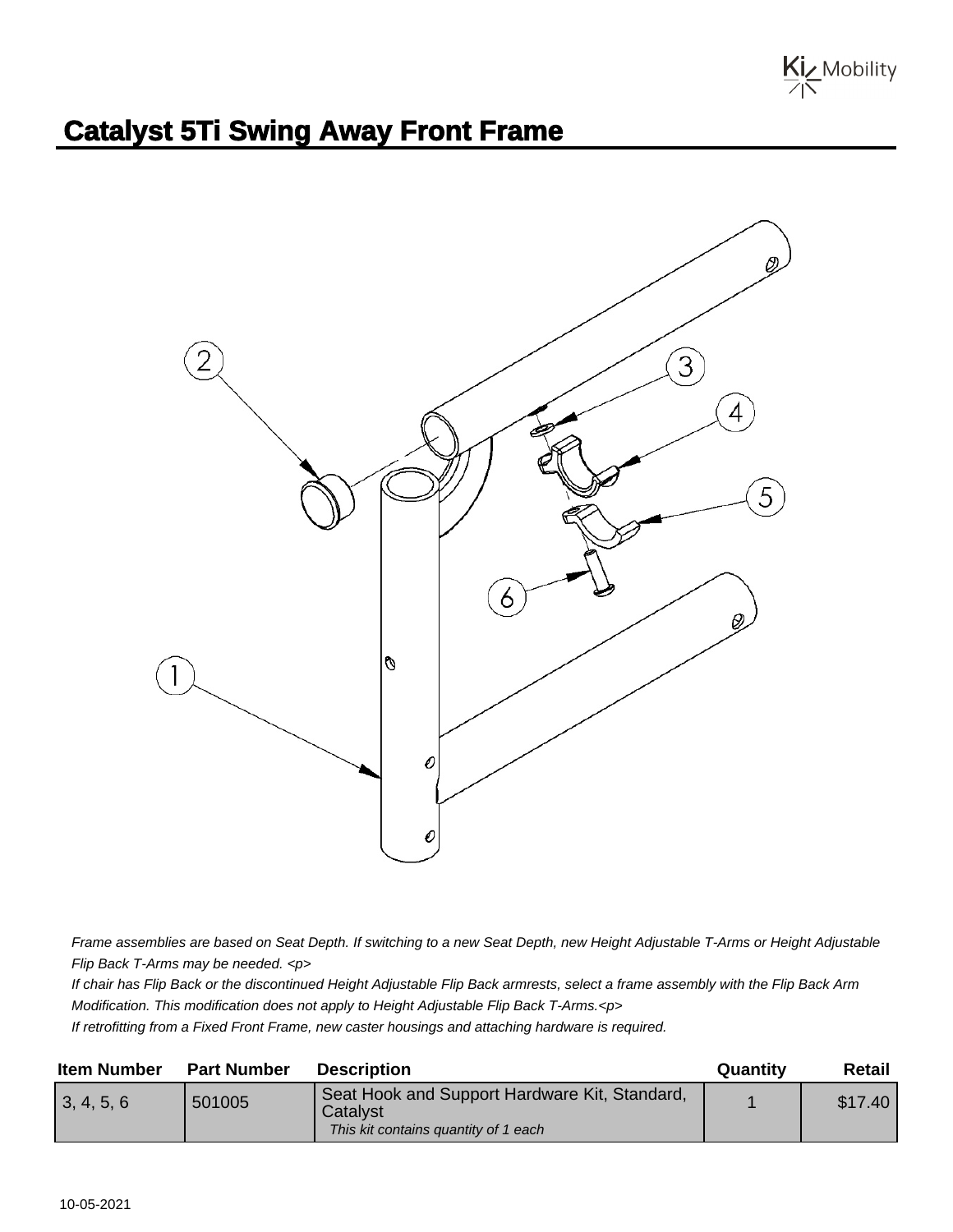# Catalyst 5Ti Swing Away Front Frame

*Frame assemblies are based on Seat Depth. If switching to a new Seat Depth, new Height Adjustable T-Arms or Height Adjustable Flip Back T-Arms may be needed. <p>*

*If chair has Flip Back or the discontinued Height Adjustable Flip Back armrests, select a frame assembly with the Flip Back Arm Modification. This modification does not apply to Height Adjustable Flip Back T-Arms.<p>*

*If retrofitting from a Fixed Front Frame, new caster housings and attaching hardware is required.*

| Item Number | Part Number | Description | Quantity | Retail |
|---|---|---|---|---|
| 3, 4, 5, 6 | 501005 | Seat Hook and Support Hardware Kit, Standard, Catalyst *This kit contains quantity of 1 each* | 1 | $17.40 |

10-05-2021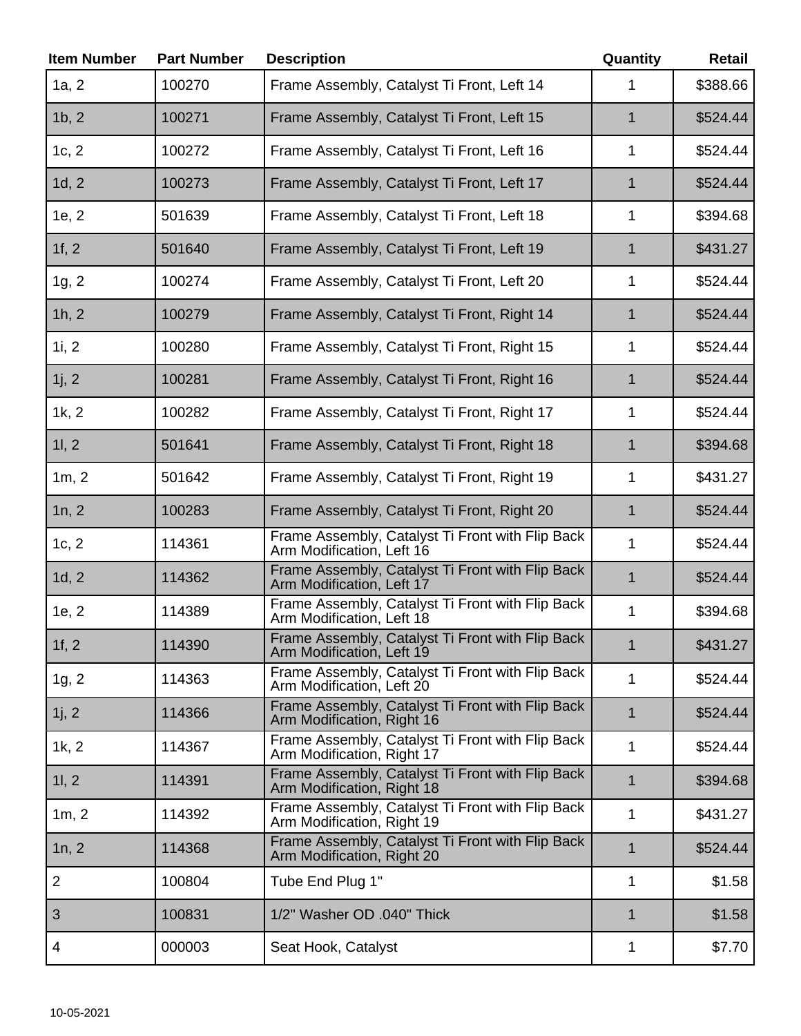| Item Number | Part Number | Description | Quantity | Retail |
|---|---|---|---|---|
| 1a, 2 | 100270 | Frame Assembly, Catalyst Ti Front, Left 14 | 1 | $388.66 |
| 1b, 2 | 100271 | Frame Assembly, Catalyst Ti Front, Left 15 | 1 | $524.44 |
| 1c, 2 | 100272 | Frame Assembly, Catalyst Ti Front, Left 16 | 1 | $524.44 |
| 1d, 2 | 100273 | Frame Assembly, Catalyst Ti Front, Left 17 | 1 | $524.44 |
| 1e, 2 | 501639 | Frame Assembly, Catalyst Ti Front, Left 18 | 1 | $394.68 |
| 1f, 2 | 501640 | Frame Assembly, Catalyst Ti Front, Left 19 | 1 | $431.27 |
| 1g, 2 | 100274 | Frame Assembly, Catalyst Ti Front, Left 20 | 1 | $524.44 |
| 1h, 2 | 100279 | Frame Assembly, Catalyst Ti Front, Right 14 | 1 | $524.44 |
| 1i, 2 | 100280 | Frame Assembly, Catalyst Ti Front, Right 15 | 1 | $524.44 |
| 1j, 2 | 100281 | Frame Assembly, Catalyst Ti Front, Right 16 | 1 | $524.44 |
| 1k, 2 | 100282 | Frame Assembly, Catalyst Ti Front, Right 17 | 1 | $524.44 |
| 1l, 2 | 501641 | Frame Assembly, Catalyst Ti Front, Right 18 | 1 | $394.68 |
| 1m, 2 | 501642 | Frame Assembly, Catalyst Ti Front, Right 19 | 1 | $431.27 |
| 1n, 2 | 100283 | Frame Assembly, Catalyst Ti Front, Right 20 | 1 | $524.44 |
| 1c, 2 | 114361 | Frame Assembly, Catalyst Ti Front with Flip Back Arm Modification, Left 16 | 1 | $524.44 |
| 1d, 2 | 114362 | Frame Assembly, Catalyst Ti Front with Flip Back Arm Modification, Left 17 | 1 | $524.44 |
| 1e, 2 | 114389 | Frame Assembly, Catalyst Ti Front with Flip Back Arm Modification, Left 18 | 1 | $394.68 |
| 1f, 2 | 114390 | Frame Assembly, Catalyst Ti Front with Flip Back Arm Modification, Left 19 | 1 | $431.27 |
| 1g, 2 | 114363 | Frame Assembly, Catalyst Ti Front with Flip Back Arm Modification, Left 20 | 1 | $524.44 |
| 1j, 2 | 114366 | Frame Assembly, Catalyst Ti Front with Flip Back Arm Modification, Right 16 | 1 | $524.44 |
| 1k, 2 | 114367 | Frame Assembly, Catalyst Ti Front with Flip Back Arm Modification, Right 17 | 1 | $524.44 |
| 1l, 2 | 114391 | Frame Assembly, Catalyst Ti Front with Flip Back Arm Modification, Right 18 | 1 | $394.68 |
| 1m, 2 | 114392 | Frame Assembly, Catalyst Ti Front with Flip Back Arm Modification, Right 19 | 1 | $431.27 |
| 1n, 2 | 114368 | Frame Assembly, Catalyst Ti Front with Flip Back Arm Modification, Right 20 | 1 | $524.44 |
| 2 | 100804 | Tube End Plug 1" | 1 | $1.58 |
| 3 | 100831 | 1/2" Washer OD .040" Thick | 1 | $1.58 |
| 4 | 000003 | Seat Hook, Catalyst | 1 | $7.70 |

10-05-2021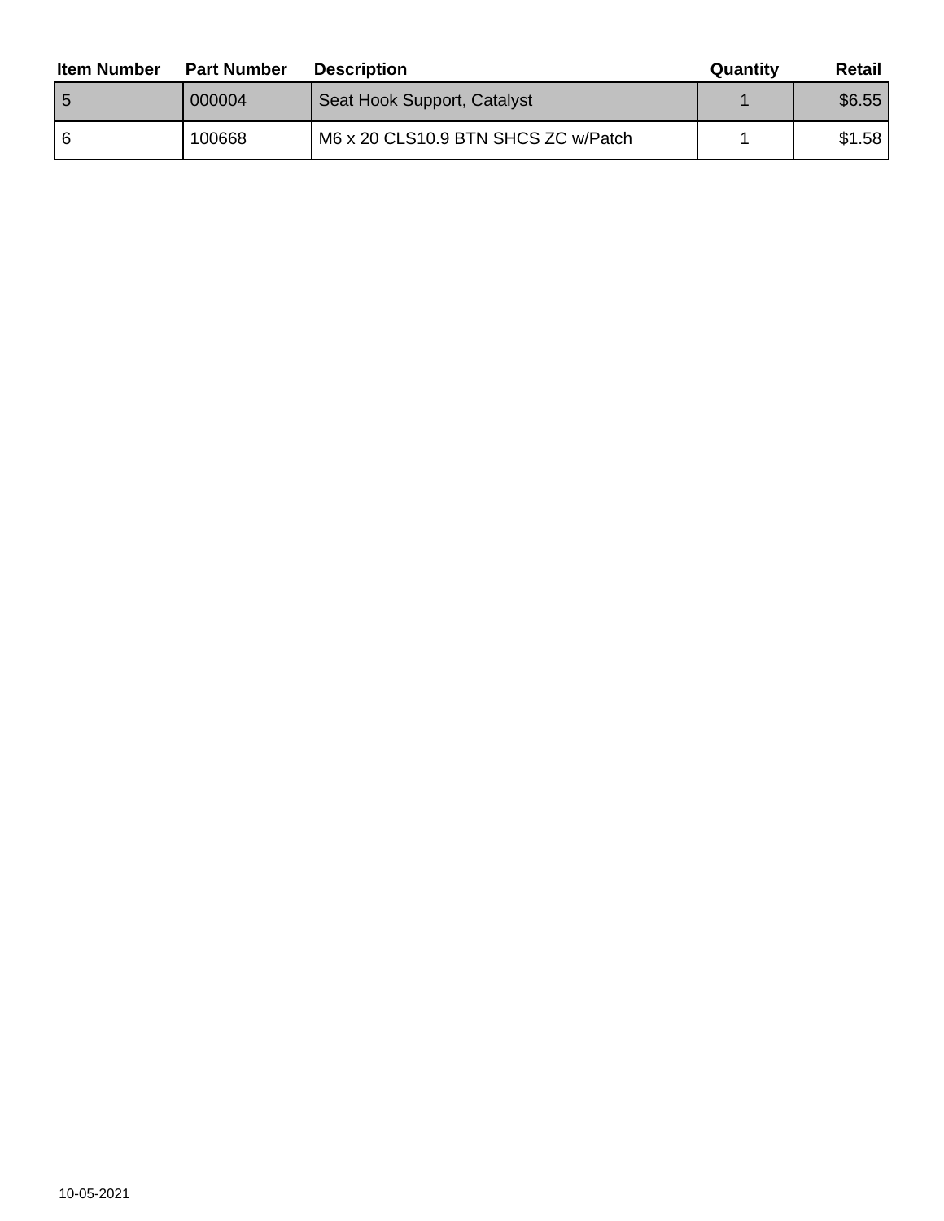| Item Number | Part Number | Description | Quantity | Retail |
|---|---|---|---|---|
| 5 | 000004 | Seat Hook Support, Catalyst | 1 | $6.55 |
| 6 | 100668 | M6 x 20 CLS10.9 BTN SHCS ZC w/Patch | 1 | $1.58 |

10-05-2021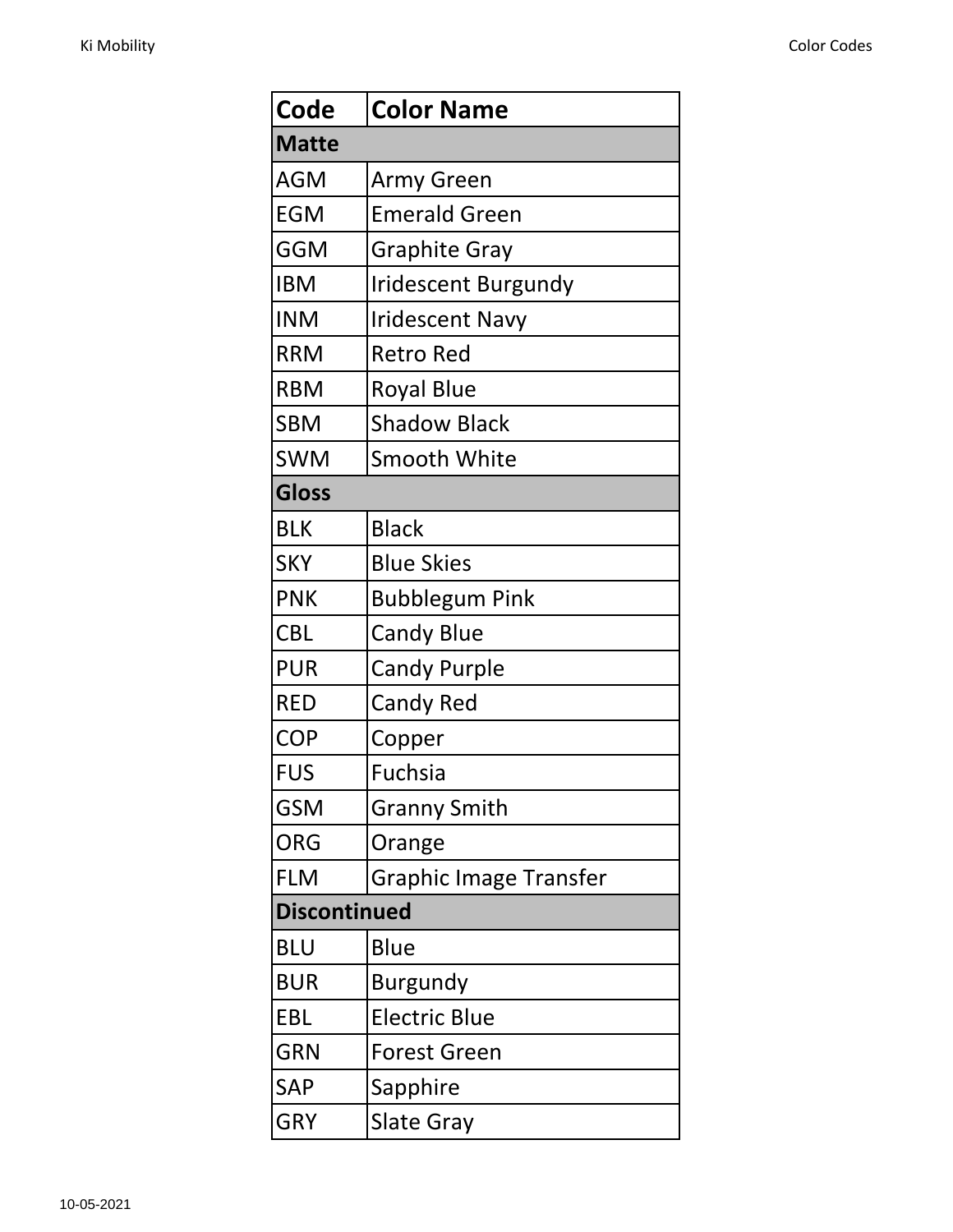| Code | Color Name |
|---|---|
| **Matte** | |
| AGM | Army Green |
| EGM | Emerald Green |
| GGM | Graphite Gray |
| IBM | Iridescent Burgundy |
| INM | Iridescent Navy |
| RRM | Retro Red |
| RBM | Royal Blue |
| SBM | Shadow Black |
| SWM | Smooth White |
| **Gloss** | |
| BLK | Black |
| SKY | Blue Skies |
| PNK | Bubblegum Pink |
| CBL | Candy Blue |
| PUR | Candy Purple |
| RED | Candy Red |
| COP | Copper |
| FUS | Fuchsia |
| GSM | Granny Smith |
| ORG | Orange |
| FLM | Graphic Image Transfer |
| **Discontinued** | |
| BLU | Blue |
| BUR | Burgundy |
| EBL | Electric Blue |
| GRN | Forest Green |
| SAP | Sapphire |
| GRY | Slate Gray |